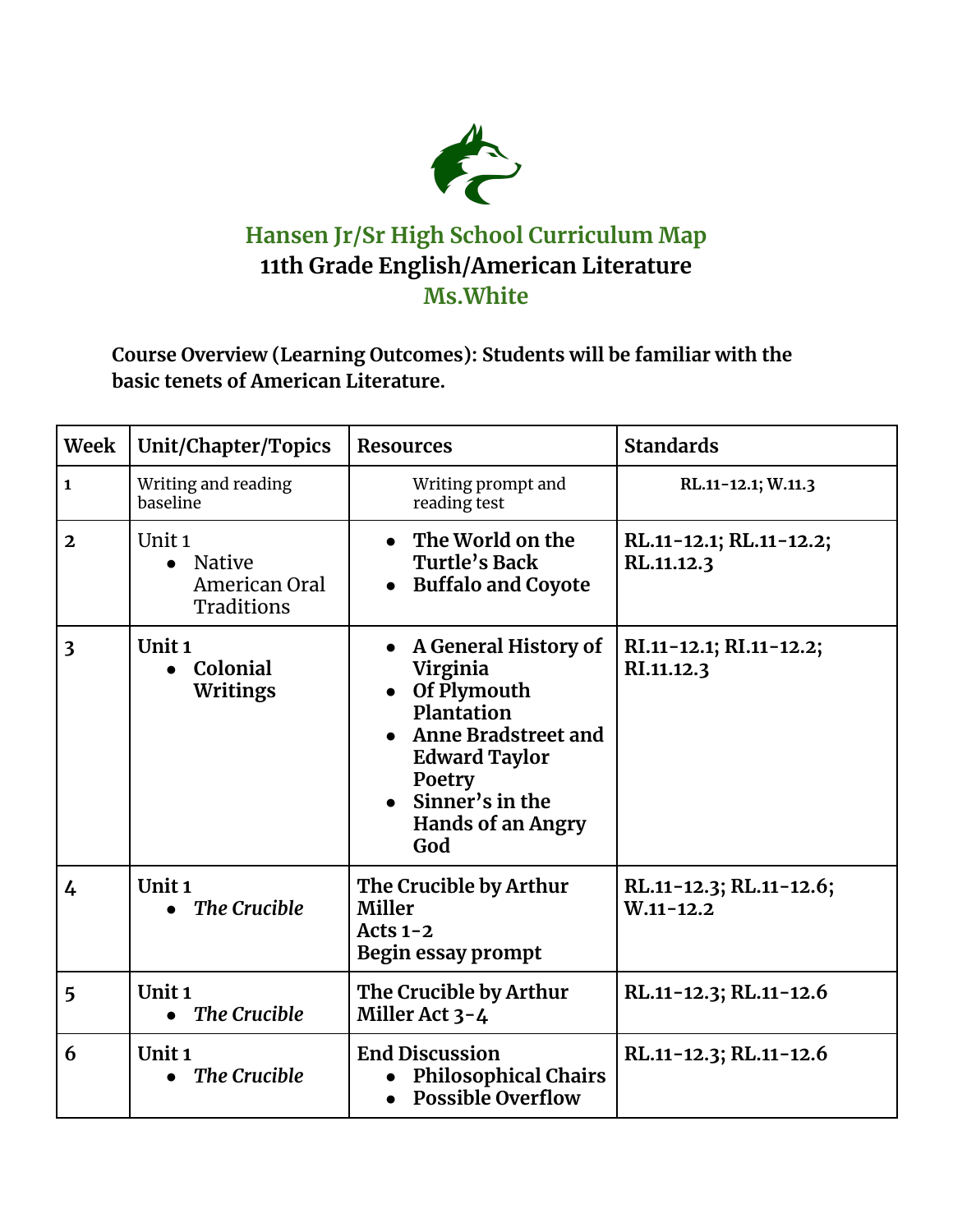# Hansen Jr/Sr High School Curriculum Map

## 11th Grade English/American Literature

### Ms.White

**Course Overview (Learning Outcomes): Students will be familiar with the basic tenets of American Literature.**

| Week | Unit/Chapter/Topics | Resources | Standards |
|---|---|---|---|
| 1 | Writing and reading baseline | Writing prompt and reading test | RL.11-12.1; W.11.3 |
| **2** | Unit 1<br>• Native American Oral Traditions | • **The World on the Turtle's Back**<br>• **Buffalo and Coyote** | **RL.11-12.1; RL.11-12.2; RL.11.12.3** |
| **3** | **Unit 1**<br>• **Colonial Writings** | • **A General History of Virginia**<br>• **Of Plymouth Plantation**<br>• **Anne Bradstreet and Edward Taylor Poetry**<br>• **Sinner's in the Hands of an Angry God** | **RI.11-12.1; RI.11-12.2; RI.11.12.3** |
| **4** | **Unit 1**<br>• ***The Crucible*** | **The Crucible by Arthur Miller**<br>**Acts 1-2**<br>**Begin essay prompt** | **RL.11-12.3; RL.11-12.6; W.11-12.2** |
| **5** | **Unit 1**<br>• ***The Crucible*** | **The Crucible by Arthur Miller Act 3-4** | **RL.11-12.3; RL.11-12.6** |
| **6** | **Unit 1**<br>• ***The Crucible*** | **End Discussion**<br>• **Philosophical Chairs**<br>• **Possible Overflow** | **RL.11-12.3; RL.11-12.6** |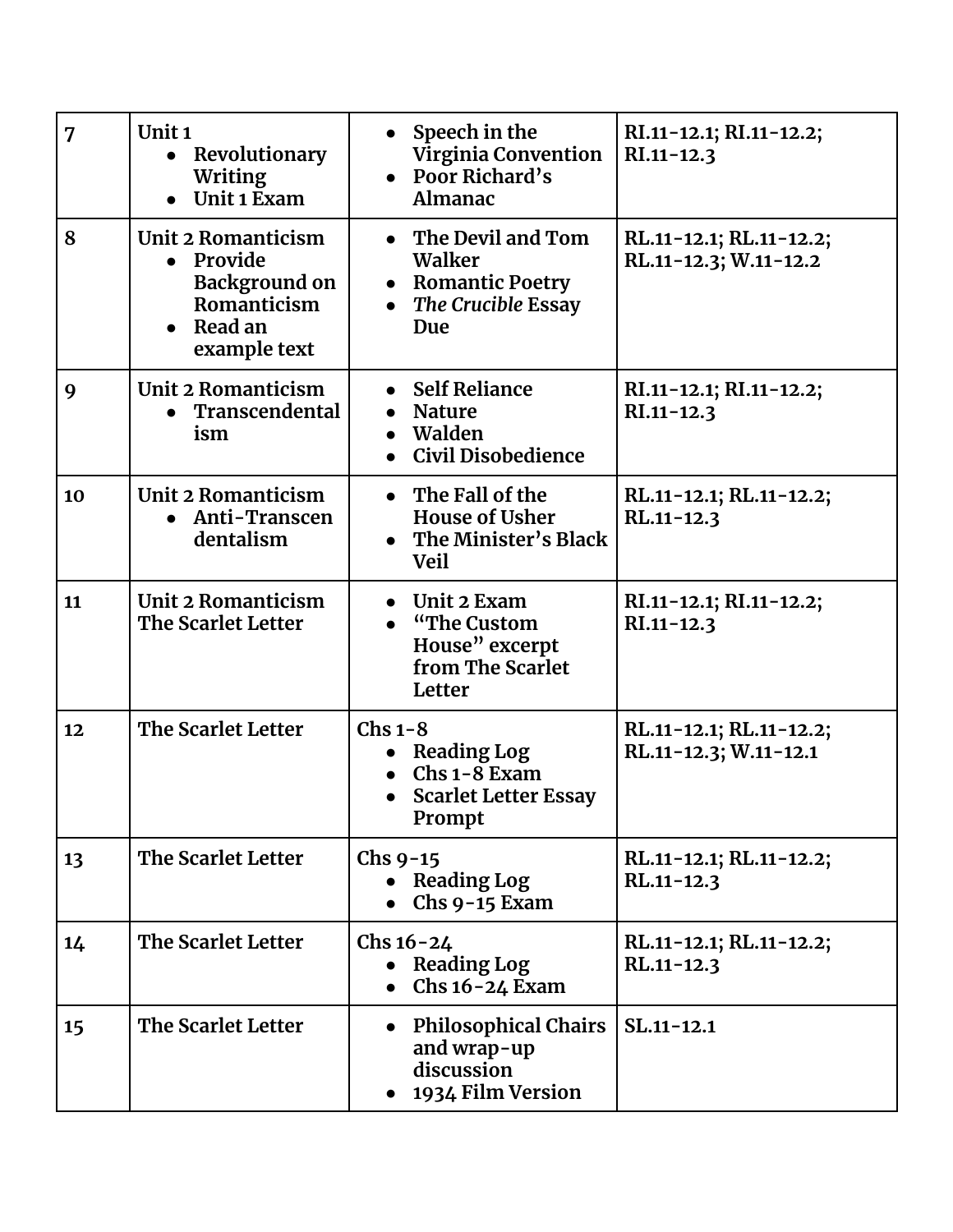| 7 | Unit 1<br>• Revolutionary Writing<br>• Unit 1 Exam | • Speech in the Virginia Convention<br>• Poor Richard's Almanac | RI.11-12.1; RI.11-12.2; RI.11-12.3 |
|---|---|---|---|
| 8 | Unit 2 Romanticism<br>• Provide Background on Romanticism<br>• Read an example text | • The Devil and Tom Walker<br>• Romantic Poetry<br>• *The Crucible* Essay Due | RL.11-12.1; RL.11-12.2; RL.11-12.3; W.11-12.2 |
| 9 | Unit 2 Romanticism<br>• Transcendentalism | • Self Reliance<br>• Nature<br>• Walden<br>• Civil Disobedience | RI.11-12.1; RI.11-12.2; RI.11-12.3 |
| 10 | Unit 2 Romanticism<br>• Anti-Transcendentalism | • The Fall of the House of Usher<br>• The Minister's Black Veil | RL.11-12.1; RL.11-12.2; RL.11-12.3 |
| 11 | Unit 2 Romanticism<br>The Scarlet Letter | • Unit 2 Exam<br>• "The Custom House" excerpt from The Scarlet Letter | RI.11-12.1; RI.11-12.2; RI.11-12.3 |
| 12 | The Scarlet Letter | Chs 1-8<br>• Reading Log<br>• Chs 1-8 Exam<br>• Scarlet Letter Essay Prompt | RL.11-12.1; RL.11-12.2; RL.11-12.3; W.11-12.1 |
| 13 | The Scarlet Letter | Chs 9-15<br>• Reading Log<br>• Chs 9-15 Exam | RL.11-12.1; RL.11-12.2; RL.11-12.3 |
| 14 | The Scarlet Letter | Chs 16-24<br>• Reading Log<br>• Chs 16-24 Exam | RL.11-12.1; RL.11-12.2; RL.11-12.3 |
| 15 | The Scarlet Letter | • Philosophical Chairs and wrap-up discussion<br>• 1934 Film Version | SL.11-12.1 |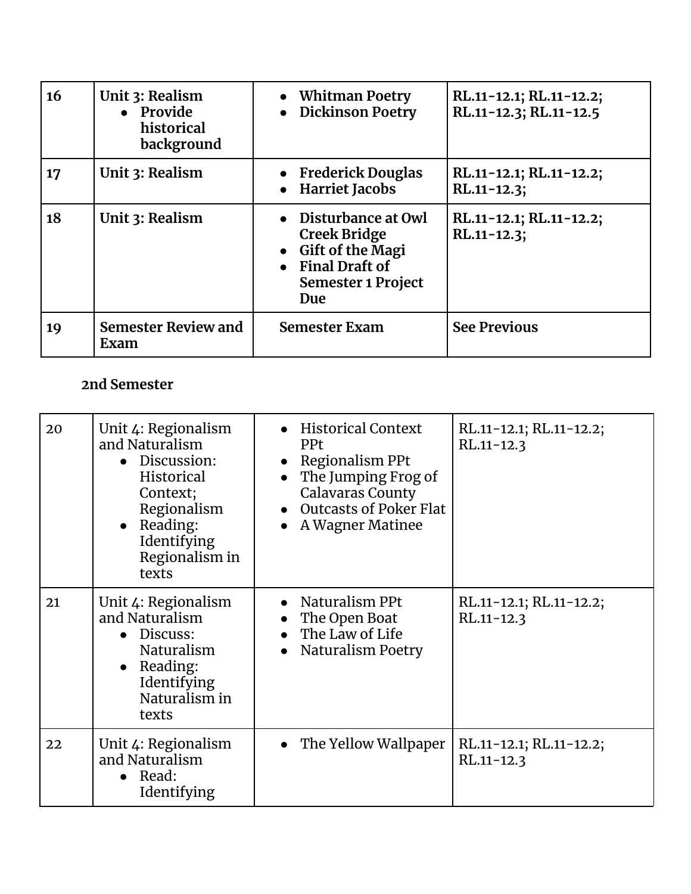| **16** | **Unit 3: Realism**<br>• **Provide historical background** | • **Whitman Poetry**<br>• **Dickinson Poetry** | **RL.11-12.1; RL.11-12.2; RL.11-12.3; RL.11-12.5** |
|---|---|---|---|
| **17** | **Unit 3: Realism** | • **Frederick Douglas**<br>• **Harriet Jacobs** | **RL.11-12.1; RL.11-12.2; RL.11-12.3;** |
| **18** | **Unit 3: Realism** | • **Disturbance at Owl Creek Bridge**<br>• **Gift of the Magi**<br>• **Final Draft of Semester 1 Project Due** | **RL.11-12.1; RL.11-12.2; RL.11-12.3;** |
| **19** | **Semester Review and Exam** | **Semester Exam** | **See Previous** |

**2nd Semester**

| 20 | Unit 4: Regionalism and Naturalism<br>• Discussion: Historical Context; Regionalism<br>• Reading: Identifying Regionalism in texts | • Historical Context PPt<br>• Regionalism PPt<br>• The Jumping Frog of Calavaras County<br>• Outcasts of Poker Flat<br>• A Wagner Matinee | RL.11-12.1; RL.11-12.2; RL.11-12.3 |
|---|---|---|---|
| 21 | Unit 4: Regionalism and Naturalism<br>• Discuss: Naturalism<br>• Reading: Identifying Naturalism in texts | • Naturalism PPt<br>• The Open Boat<br>• The Law of Life<br>• Naturalism Poetry | RL.11-12.1; RL.11-12.2; RL.11-12.3 |
| 22 | Unit 4: Regionalism and Naturalism<br>• Read: Identifying | • The Yellow Wallpaper | RL.11-12.1; RL.11-12.2; RL.11-12.3 |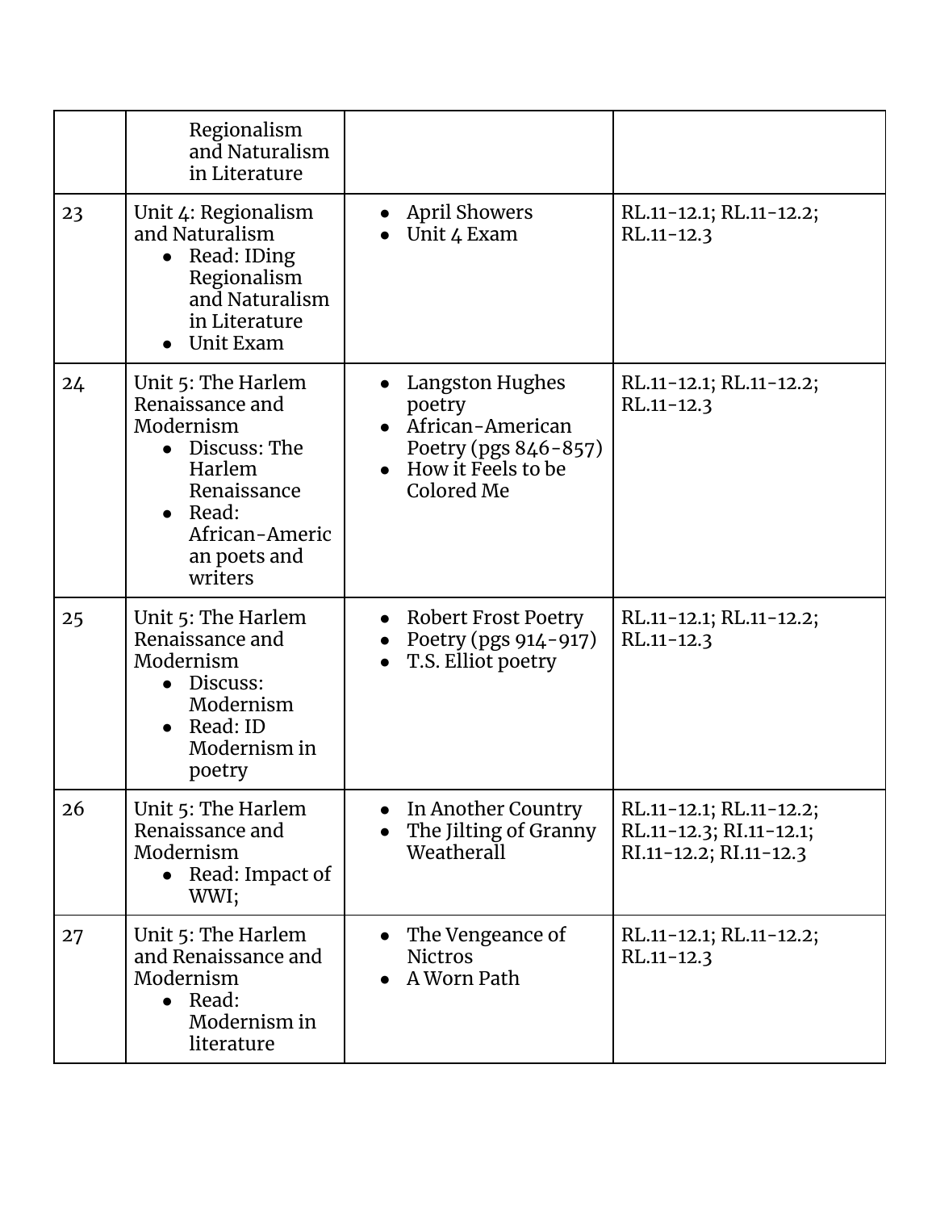| | Regionalism and Naturalism in Literature | | |
|---|---|---|---|
| 23 | Unit 4: Regionalism and Naturalism<br>• Read: IDing Regionalism and Naturalism in Literature<br>• Unit Exam | • April Showers<br>• Unit 4 Exam | RL.11-12.1; RL.11-12.2; RL.11-12.3 |
| 24 | Unit 5: The Harlem Renaissance and Modernism<br>• Discuss: The Harlem Renaissance<br>• Read: African-American poets and writers | • Langston Hughes poetry<br>• African-American Poetry (pgs 846-857)<br>• How it Feels to be Colored Me | RL.11-12.1; RL.11-12.2; RL.11-12.3 |
| 25 | Unit 5: The Harlem Renaissance and Modernism<br>• Discuss: Modernism<br>• Read: ID Modernism in poetry | • Robert Frost Poetry<br>• Poetry (pgs 914-917)<br>• T.S. Elliot poetry | RL.11-12.1; RL.11-12.2; RL.11-12.3 |
| 26 | Unit 5: The Harlem Renaissance and Modernism<br>• Read: Impact of WWI; | • In Another Country<br>• The Jilting of Granny Weatherall | RL.11-12.1; RL.11-12.2; RL.11-12.3; RI.11-12.1; RI.11-12.2; RI.11-12.3 |
| 27 | Unit 5: The Harlem and Renaissance and Modernism<br>• Read: Modernism in literature | • The Vengeance of Nictros<br>• A Worn Path | RL.11-12.1; RL.11-12.2; RL.11-12.3 |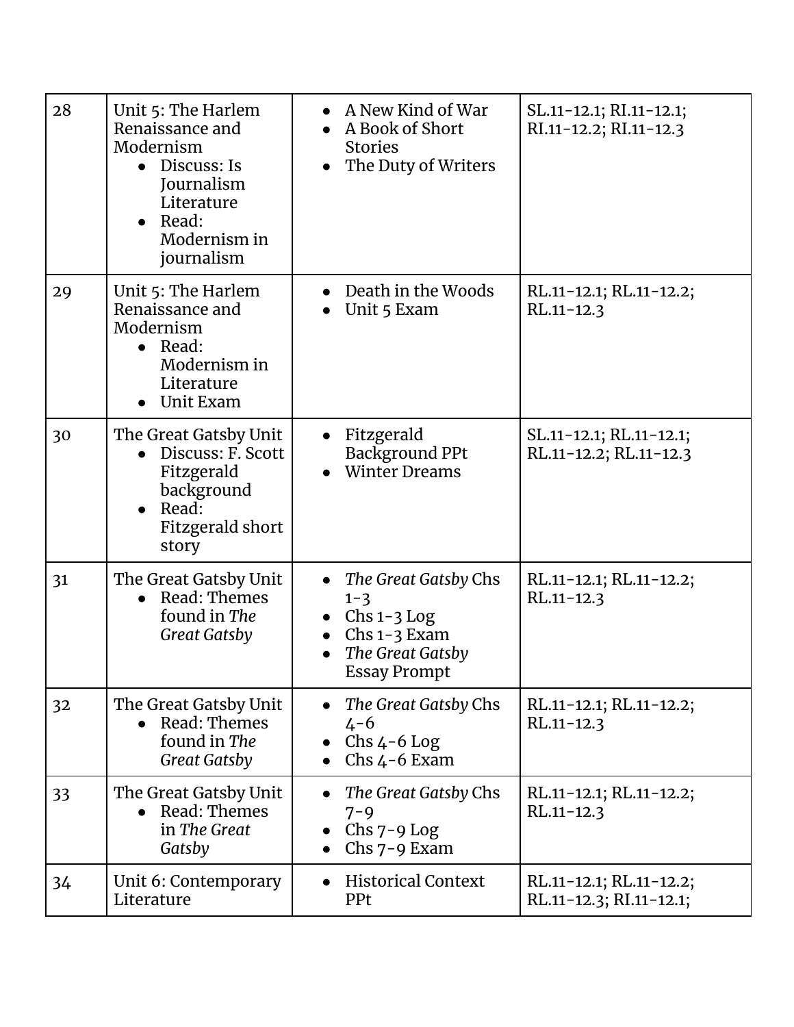| 28 | Unit 5: The Harlem Renaissance and Modernism<br>• Discuss: Is Journalism Literature<br>• Read: Modernism in journalism | • A New Kind of War<br>• A Book of Short Stories<br>• The Duty of Writers | SL.11-12.1; RI.11-12.1; RI.11-12.2; RI.11-12.3 |
|---|---|---|---|
| 29 | Unit 5: The Harlem Renaissance and Modernism<br>• Read: Modernism in Literature<br>• Unit Exam | • Death in the Woods<br>• Unit 5 Exam | RL.11-12.1; RL.11-12.2; RL.11-12.3 |
| 30 | The Great Gatsby Unit<br>• Discuss: F. Scott Fitzgerald background<br>• Read: Fitzgerald short story | • Fitzgerald Background PPt<br>• Winter Dreams | SL.11-12.1; RL.11-12.1; RL.11-12.2; RL.11-12.3 |
| 31 | The Great Gatsby Unit<br>• Read: Themes found in *The Great Gatsby* | • *The Great Gatsby* Chs 1-3<br>• Chs 1-3 Log<br>• Chs 1-3 Exam<br>• *The Great Gatsby* Essay Prompt | RL.11-12.1; RL.11-12.2; RL.11-12.3 |
| 32 | The Great Gatsby Unit<br>• Read: Themes found in *The Great Gatsby* | • *The Great Gatsby* Chs 4-6<br>• Chs 4-6 Log<br>• Chs 4-6 Exam | RL.11-12.1; RL.11-12.2; RL.11-12.3 |
| 33 | The Great Gatsby Unit<br>• Read: Themes in *The Great Gatsby* | • *The Great Gatsby* Chs 7-9<br>• Chs 7-9 Log<br>• Chs 7-9 Exam | RL.11-12.1; RL.11-12.2; RL.11-12.3 |
| 34 | Unit 6: Contemporary Literature | • Historical Context PPt | RL.11-12.1; RL.11-12.2; RL.11-12.3; RI.11-12.1; |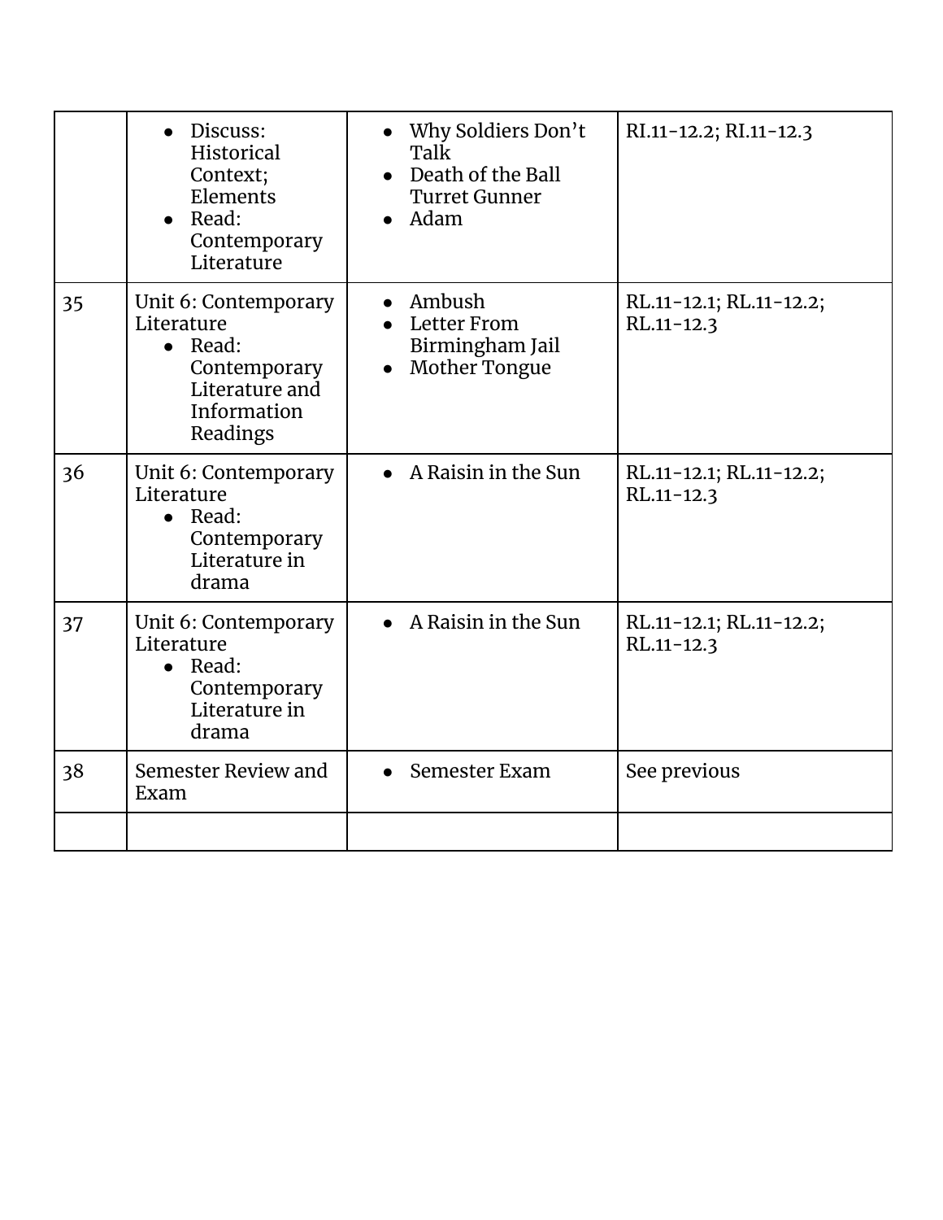| | | | |
|---|---|---|---|
| | • Discuss: Historical Context; Elements<br>• Read: Contemporary Literature | • Why Soldiers Don't Talk<br>• Death of the Ball Turret Gunner<br>• Adam | RI.11-12.2; RI.11-12.3 |
| 35 | Unit 6: Contemporary Literature<br>• Read: Contemporary Literature and Information Readings | • Ambush<br>• Letter From Birmingham Jail<br>• Mother Tongue | RL.11-12.1; RL.11-12.2; RL.11-12.3 |
| 36 | Unit 6: Contemporary Literature<br>• Read: Contemporary Literature in drama | • A Raisin in the Sun | RL.11-12.1; RL.11-12.2; RL.11-12.3 |
| 37 | Unit 6: Contemporary Literature<br>• Read: Contemporary Literature in drama | • A Raisin in the Sun | RL.11-12.1; RL.11-12.2; RL.11-12.3 |
| 38 | Semester Review and Exam | • Semester Exam | See previous |
| | | | |